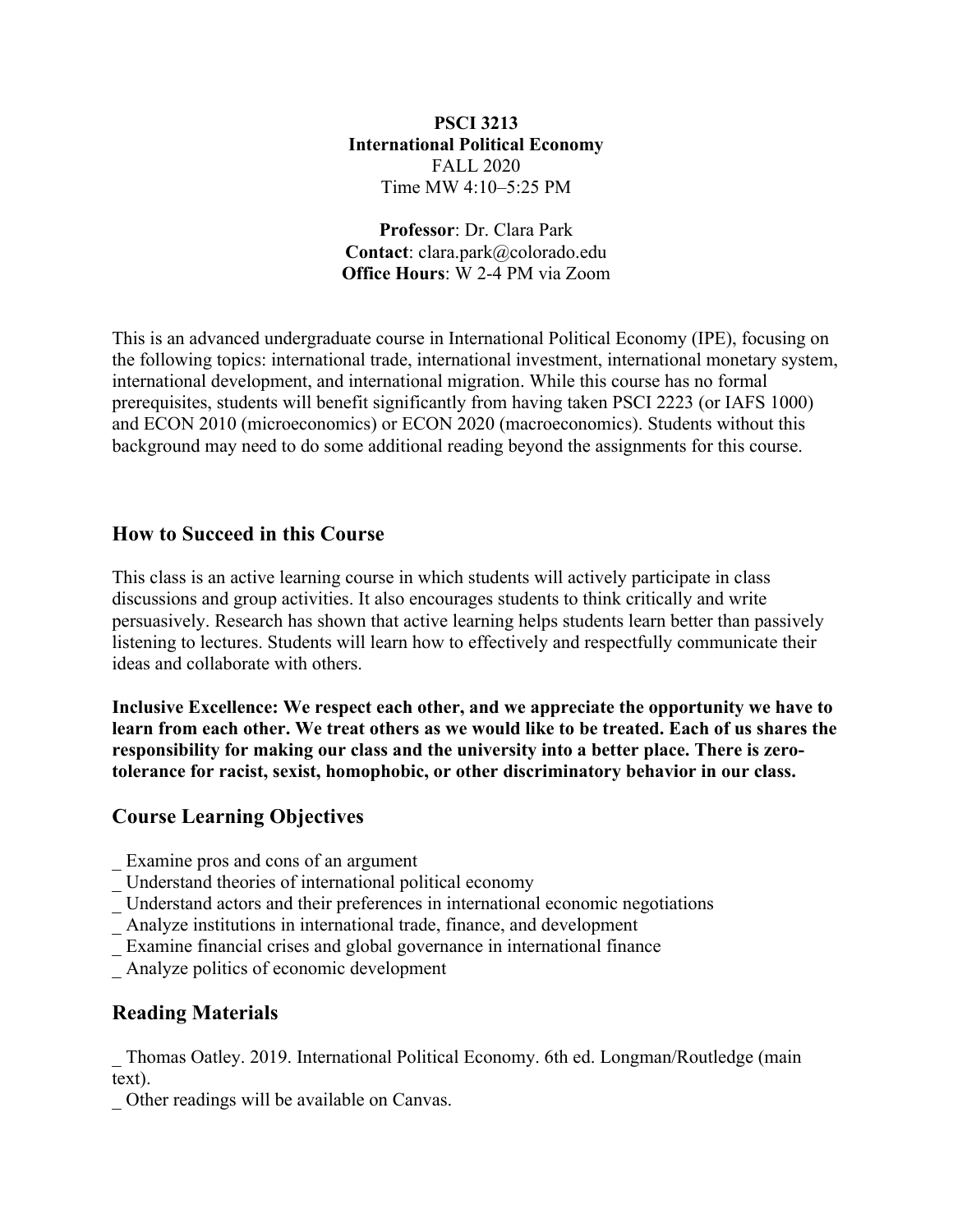**PSCI 3213**
**International Political Economy**
FALL 2020
Time MW 4:10–5:25 PM

**Professor**: Dr. Clara Park
**Contact**: clara.park@colorado.edu
**Office Hours**: W 2-4 PM via Zoom

This is an advanced undergraduate course in International Political Economy (IPE), focusing on the following topics: international trade, international investment, international monetary system, international development, and international migration. While this course has no formal prerequisites, students will benefit significantly from having taken PSCI 2223 (or IAFS 1000) and ECON 2010 (microeconomics) or ECON 2020 (macroeconomics). Students without this background may need to do some additional reading beyond the assignments for this course.

## How to Succeed in this Course

This class is an active learning course in which students will actively participate in class discussions and group activities. It also encourages students to think critically and write persuasively. Research has shown that active learning helps students learn better than passively listening to lectures. Students will learn how to effectively and respectfully communicate their ideas and collaborate with others.

**Inclusive Excellence: We respect each other, and we appreciate the opportunity we have to learn from each other. We treat others as we would like to be treated. Each of us shares the responsibility for making our class and the university into a better place. There is zero-tolerance for racist, sexist, homophobic, or other discriminatory behavior in our class.**

## Course Learning Objectives

_ Examine pros and cons of an argument
_ Understand theories of international political economy
_ Understand actors and their preferences in international economic negotiations
_ Analyze institutions in international trade, finance, and development
_ Examine financial crises and global governance in international finance
_ Analyze politics of economic development

## Reading Materials

_ Thomas Oatley. 2019. International Political Economy. 6th ed. Longman/Routledge (main text).
_ Other readings will be available on Canvas.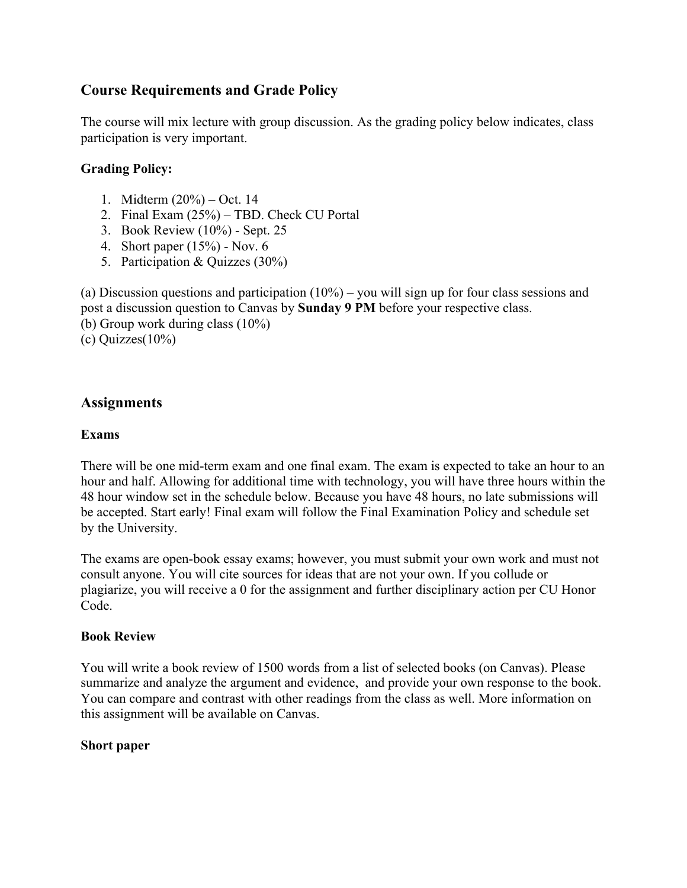## Course Requirements and Grade Policy

The course will mix lecture with group discussion. As the grading policy below indicates, class participation is very important.

**Grading Policy:**

1. Midterm (20%) – Oct. 14
2. Final Exam (25%) – TBD. Check CU Portal
3. Book Review (10%) - Sept. 25
4. Short paper (15%) - Nov. 6
5. Participation & Quizzes (30%)

(a) Discussion questions and participation (10%) – you will sign up for four class sessions and post a discussion question to Canvas by **Sunday 9 PM** before your respective class.
(b) Group work during class (10%)
(c) Quizzes(10%)

## Assignments

### Exams

There will be one mid-term exam and one final exam. The exam is expected to take an hour to an hour and half. Allowing for additional time with technology, you will have three hours within the 48 hour window set in the schedule below. Because you have 48 hours, no late submissions will be accepted. Start early! Final exam will follow the Final Examination Policy and schedule set by the University.

The exams are open-book essay exams; however, you must submit your own work and must not consult anyone. You will cite sources for ideas that are not your own. If you collude or plagiarize, you will receive a 0 for the assignment and further disciplinary action per CU Honor Code.

### Book Review

You will write a book review of 1500 words from a list of selected books (on Canvas). Please summarize and analyze the argument and evidence, and provide your own response to the book. You can compare and contrast with other readings from the class as well. More information on this assignment will be available on Canvas.

### Short paper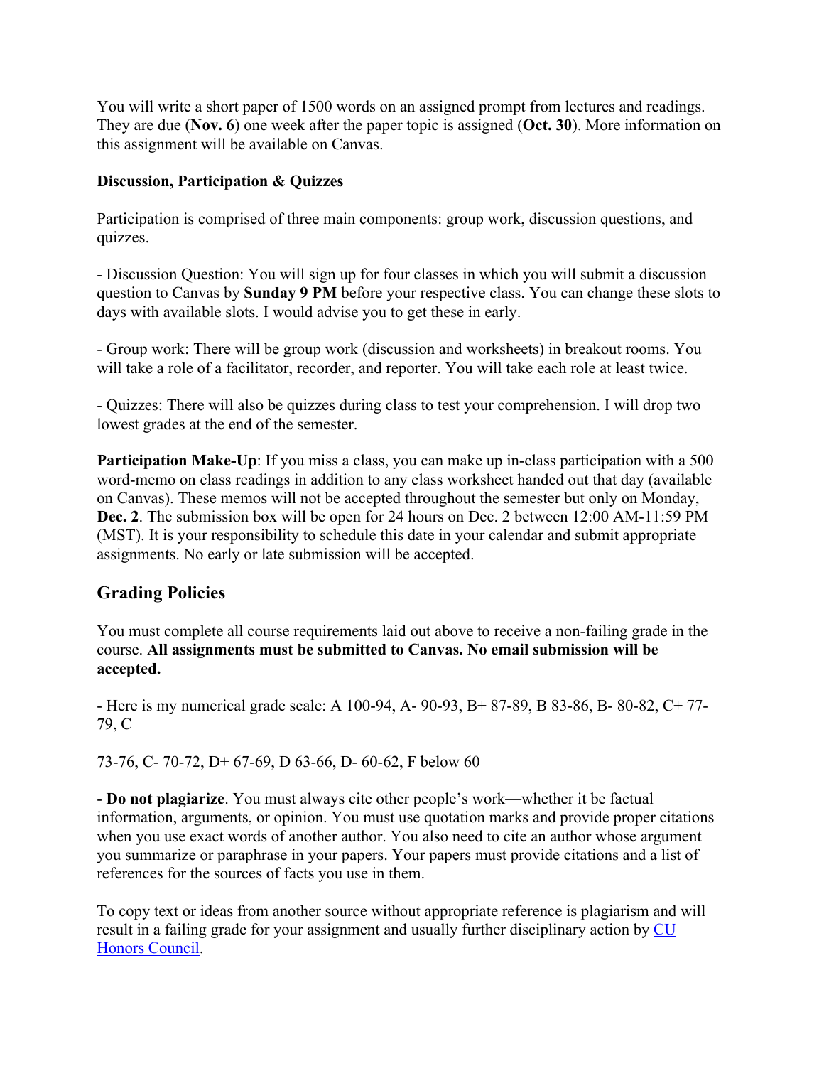You will write a short paper of 1500 words on an assigned prompt from lectures and readings. They are due (**Nov. 6**) one week after the paper topic is assigned (**Oct. 30**). More information on this assignment will be available on Canvas.

**Discussion, Participation & Quizzes**

Participation is comprised of three main components: group work, discussion questions, and quizzes.

- Discussion Question: You will sign up for four classes in which you will submit a discussion question to Canvas by **Sunday 9 PM** before your respective class. You can change these slots to days with available slots. I would advise you to get these in early.

- Group work: There will be group work (discussion and worksheets) in breakout rooms. You will take a role of a facilitator, recorder, and reporter. You will take each role at least twice.

- Quizzes: There will also be quizzes during class to test your comprehension. I will drop two lowest grades at the end of the semester.

**Participation Make-Up**: If you miss a class, you can make up in-class participation with a 500 word-memo on class readings in addition to any class worksheet handed out that day (available on Canvas). These memos will not be accepted throughout the semester but only on Monday, **Dec. 2**. The submission box will be open for 24 hours on Dec. 2 between 12:00 AM-11:59 PM (MST). It is your responsibility to schedule this date in your calendar and submit appropriate assignments. No early or late submission will be accepted.

## Grading Policies

You must complete all course requirements laid out above to receive a non-failing grade in the course. **All assignments must be submitted to Canvas. No email submission will be accepted.**

- Here is my numerical grade scale: A 100-94, A- 90-93, B+ 87-89, B 83-86, B- 80-82, C+ 77-79, C

73-76, C- 70-72, D+ 67-69, D 63-66, D- 60-62, F below 60

- **Do not plagiarize**. You must always cite other people's work—whether it be factual information, arguments, or opinion. You must use quotation marks and provide proper citations when you use exact words of another author. You also need to cite an author whose argument you summarize or paraphrase in your papers. Your papers must provide citations and a list of references for the sources of facts you use in them.

To copy text or ideas from another source without appropriate reference is plagiarism and will result in a failing grade for your assignment and usually further disciplinary action by [CU Honors Council](#).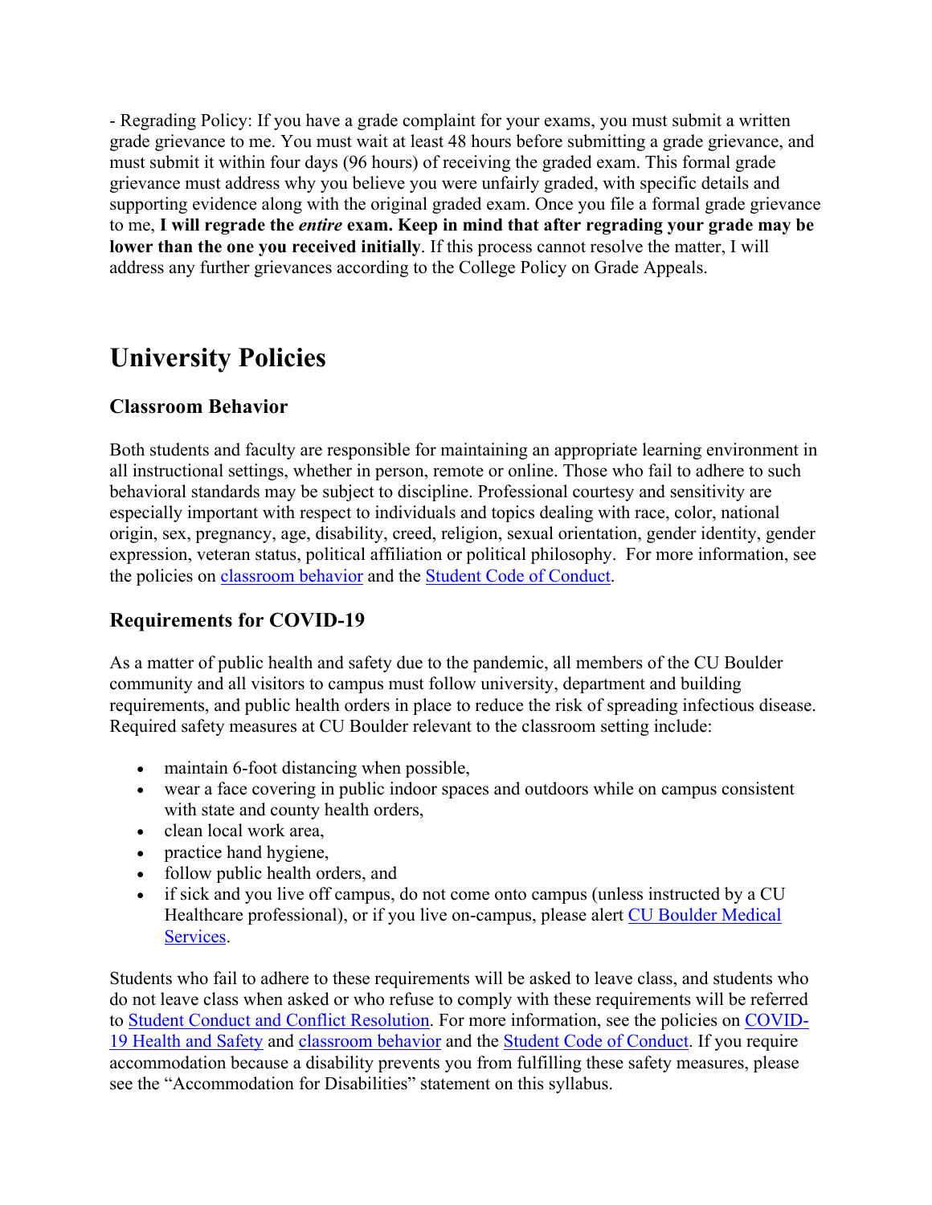- Regrading Policy: If you have a grade complaint for your exams, you must submit a written grade grievance to me. You must wait at least 48 hours before submitting a grade grievance, and must submit it within four days (96 hours) of receiving the graded exam. This formal grade grievance must address why you believe you were unfairly graded, with specific details and supporting evidence along with the original graded exam. Once you file a formal grade grievance to me, **I will regrade the *entire* exam. Keep in mind that after regrading your grade may be lower than the one you received initially**. If this process cannot resolve the matter, I will address any further grievances according to the College Policy on Grade Appeals.

# University Policies

## Classroom Behavior

Both students and faculty are responsible for maintaining an appropriate learning environment in all instructional settings, whether in person, remote or online. Those who fail to adhere to such behavioral standards may be subject to discipline. Professional courtesy and sensitivity are especially important with respect to individuals and topics dealing with race, color, national origin, sex, pregnancy, age, disability, creed, religion, sexual orientation, gender identity, gender expression, veteran status, political affiliation or political philosophy. For more information, see the policies on classroom behavior and the Student Code of Conduct.

## Requirements for COVID-19

As a matter of public health and safety due to the pandemic, all members of the CU Boulder community and all visitors to campus must follow university, department and building requirements, and public health orders in place to reduce the risk of spreading infectious disease. Required safety measures at CU Boulder relevant to the classroom setting include:

- maintain 6-foot distancing when possible,
- wear a face covering in public indoor spaces and outdoors while on campus consistent with state and county health orders,
- clean local work area,
- practice hand hygiene,
- follow public health orders, and
- if sick and you live off campus, do not come onto campus (unless instructed by a CU Healthcare professional), or if you live on-campus, please alert CU Boulder Medical Services.

Students who fail to adhere to these requirements will be asked to leave class, and students who do not leave class when asked or who refuse to comply with these requirements will be referred to Student Conduct and Conflict Resolution. For more information, see the policies on COVID-19 Health and Safety and classroom behavior and the Student Code of Conduct. If you require accommodation because a disability prevents you from fulfilling these safety measures, please see the "Accommodation for Disabilities" statement on this syllabus.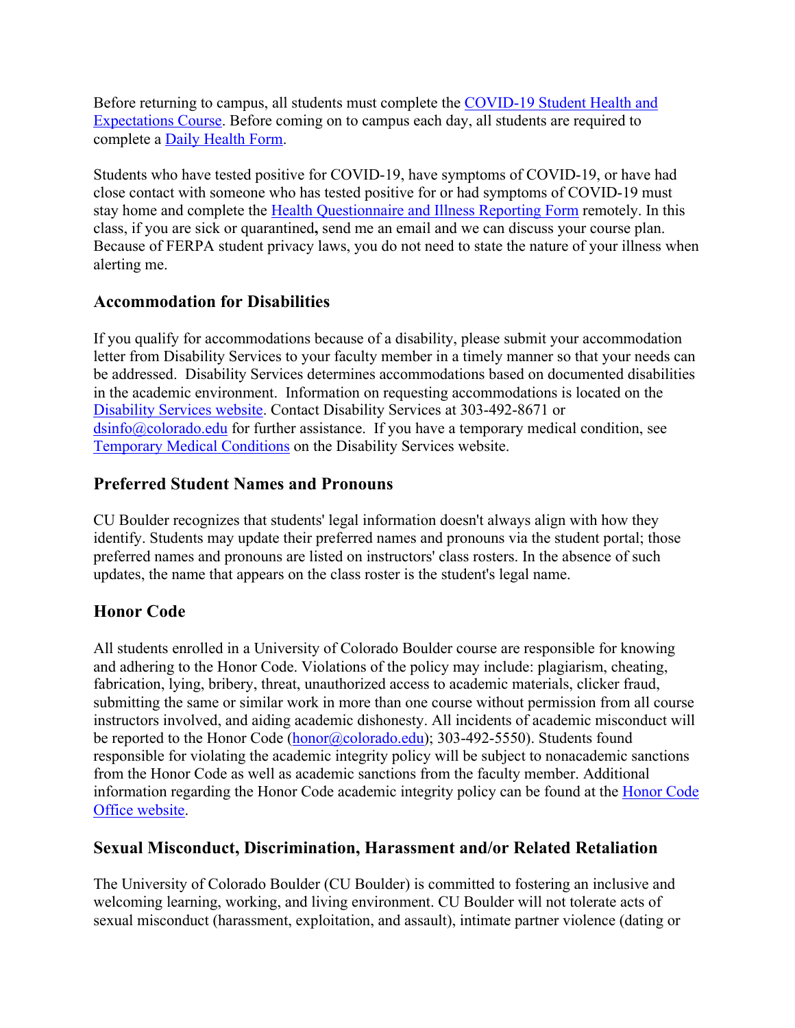Before returning to campus, all students must complete the [COVID-19 Student Health and Expectations Course](). Before coming on to campus each day, all students are required to complete a [Daily Health Form]().

Students who have tested positive for COVID-19, have symptoms of COVID-19, or have had close contact with someone who has tested positive for or had symptoms of COVID-19 must stay home and complete the [Health Questionnaire and Illness Reporting Form]() remotely. In this class, if you are sick or quarantined**,** send me an email and we can discuss your course plan. Because of FERPA student privacy laws, you do not need to state the nature of your illness when alerting me.

## Accommodation for Disabilities

If you qualify for accommodations because of a disability, please submit your accommodation letter from Disability Services to your faculty member in a timely manner so that your needs can be addressed. Disability Services determines accommodations based on documented disabilities in the academic environment. Information on requesting accommodations is located on the [Disability Services website](). Contact Disability Services at 303-492-8671 or dsinfo@colorado.edu for further assistance. If you have a temporary medical condition, see [Temporary Medical Conditions]() on the Disability Services website.

## Preferred Student Names and Pronouns

CU Boulder recognizes that students' legal information doesn't always align with how they identify. Students may update their preferred names and pronouns via the student portal; those preferred names and pronouns are listed on instructors' class rosters. In the absence of such updates, the name that appears on the class roster is the student's legal name.

## Honor Code

All students enrolled in a University of Colorado Boulder course are responsible for knowing and adhering to the Honor Code. Violations of the policy may include: plagiarism, cheating, fabrication, lying, bribery, threat, unauthorized access to academic materials, clicker fraud, submitting the same or similar work in more than one course without permission from all course instructors involved, and aiding academic dishonesty. All incidents of academic misconduct will be reported to the Honor Code (honor@colorado.edu); 303-492-5550). Students found responsible for violating the academic integrity policy will be subject to nonacademic sanctions from the Honor Code as well as academic sanctions from the faculty member. Additional information regarding the Honor Code academic integrity policy can be found at the [Honor Code Office website]().

## Sexual Misconduct, Discrimination, Harassment and/or Related Retaliation

The University of Colorado Boulder (CU Boulder) is committed to fostering an inclusive and welcoming learning, working, and living environment. CU Boulder will not tolerate acts of sexual misconduct (harassment, exploitation, and assault), intimate partner violence (dating or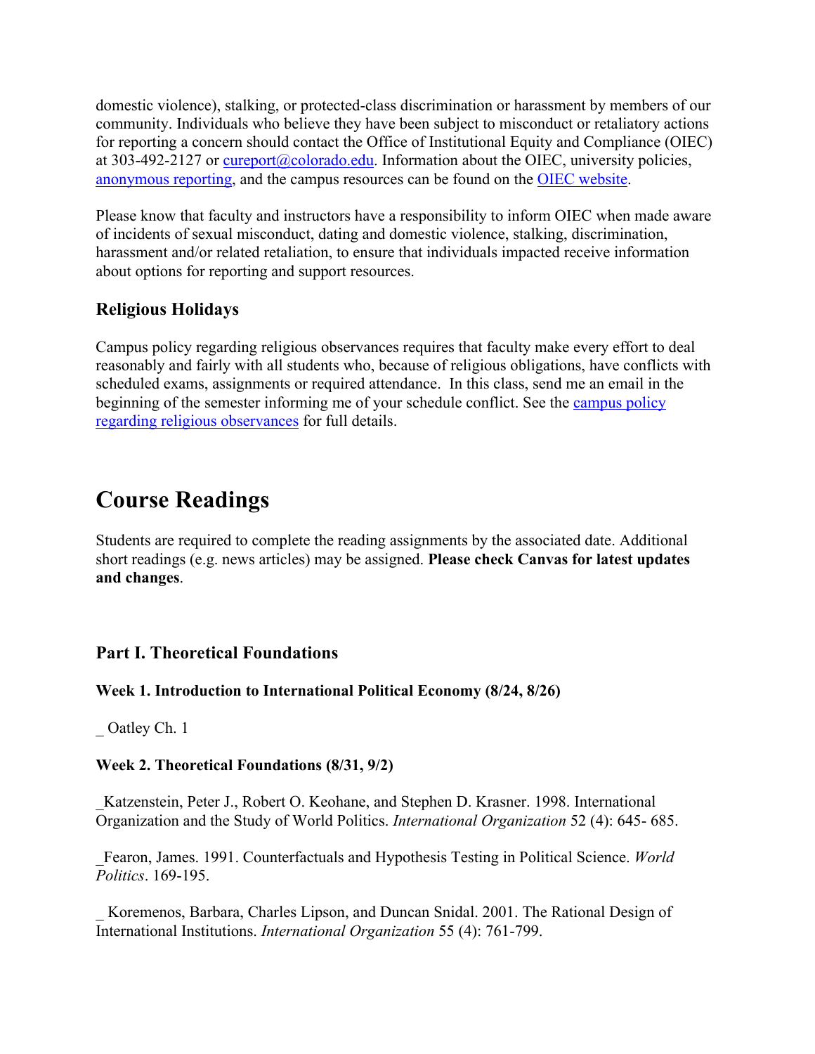domestic violence), stalking, or protected-class discrimination or harassment by members of our community. Individuals who believe they have been subject to misconduct or retaliatory actions for reporting a concern should contact the Office of Institutional Equity and Compliance (OIEC) at 303-492-2127 or [cureport@colorado.edu](mailto:cureport@colorado.edu). Information about the OIEC, university policies, [anonymous reporting](), and the campus resources can be found on the [OIEC website]().

Please know that faculty and instructors have a responsibility to inform OIEC when made aware of incidents of sexual misconduct, dating and domestic violence, stalking, discrimination, harassment and/or related retaliation, to ensure that individuals impacted receive information about options for reporting and support resources.

### Religious Holidays

Campus policy regarding religious observances requires that faculty make every effort to deal reasonably and fairly with all students who, because of religious obligations, have conflicts with scheduled exams, assignments or required attendance. In this class, send me an email in the beginning of the semester informing me of your schedule conflict. See the [campus policy regarding religious observances]() for full details.

# Course Readings

Students are required to complete the reading assignments by the associated date. Additional short readings (e.g. news articles) may be assigned. **Please check Canvas for latest updates and changes**.

### Part I. Theoretical Foundations

**Week 1. Introduction to International Political Economy (8/24, 8/26)**

_ Oatley Ch. 1

**Week 2. Theoretical Foundations (8/31, 9/2)**

_Katzenstein, Peter J., Robert O. Keohane, and Stephen D. Krasner. 1998. International Organization and the Study of World Politics. *International Organization* 52 (4): 645- 685.

_Fearon, James. 1991. Counterfactuals and Hypothesis Testing in Political Science. *World Politics*. 169-195.

_ Koremenos, Barbara, Charles Lipson, and Duncan Snidal. 2001. The Rational Design of International Institutions. *International Organization* 55 (4): 761-799.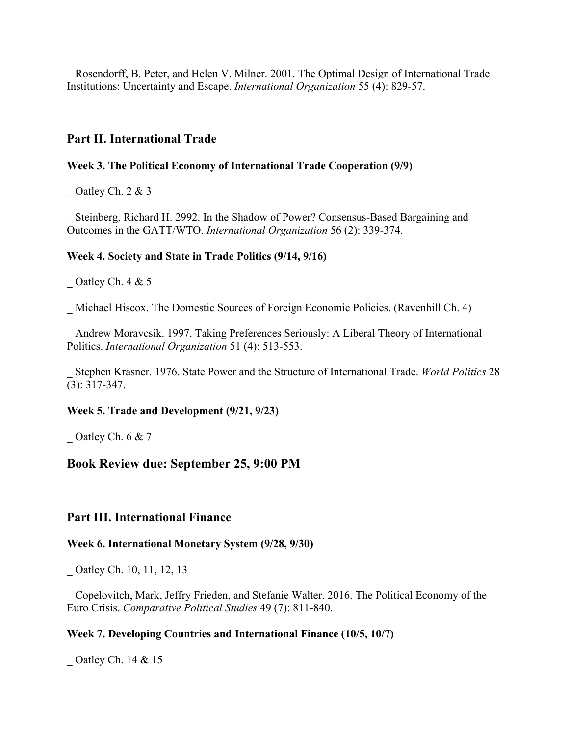_ Rosendorff, B. Peter, and Helen V. Milner. 2001. The Optimal Design of International Trade Institutions: Uncertainty and Escape. *International Organization* 55 (4): 829-57.

## Part II. International Trade

### Week 3. The Political Economy of International Trade Cooperation (9/9)

_ Oatley Ch. 2 & 3

_ Steinberg, Richard H. 2992. In the Shadow of Power? Consensus-Based Bargaining and Outcomes in the GATT/WTO. *International Organization* 56 (2): 339-374.

### Week 4. Society and State in Trade Politics (9/14, 9/16)

_ Oatley Ch. 4 & 5

_ Michael Hiscox. The Domestic Sources of Foreign Economic Policies. (Ravenhill Ch. 4)

_ Andrew Moravcsik. 1997. Taking Preferences Seriously: A Liberal Theory of International Politics. *International Organization* 51 (4): 513-553.

_ Stephen Krasner. 1976. State Power and the Structure of International Trade. *World Politics* 28 (3): 317-347.

### Week 5. Trade and Development (9/21, 9/23)

_ Oatley Ch. 6 & 7

## Book Review due: September 25, 9:00 PM

## Part III. International Finance

### Week 6. International Monetary System (9/28, 9/30)

_ Oatley Ch. 10, 11, 12, 13

_ Copelovitch, Mark, Jeffry Frieden, and Stefanie Walter. 2016. The Political Economy of the Euro Crisis. *Comparative Political Studies* 49 (7): 811-840.

### Week 7. Developing Countries and International Finance (10/5, 10/7)

_ Oatley Ch. 14 & 15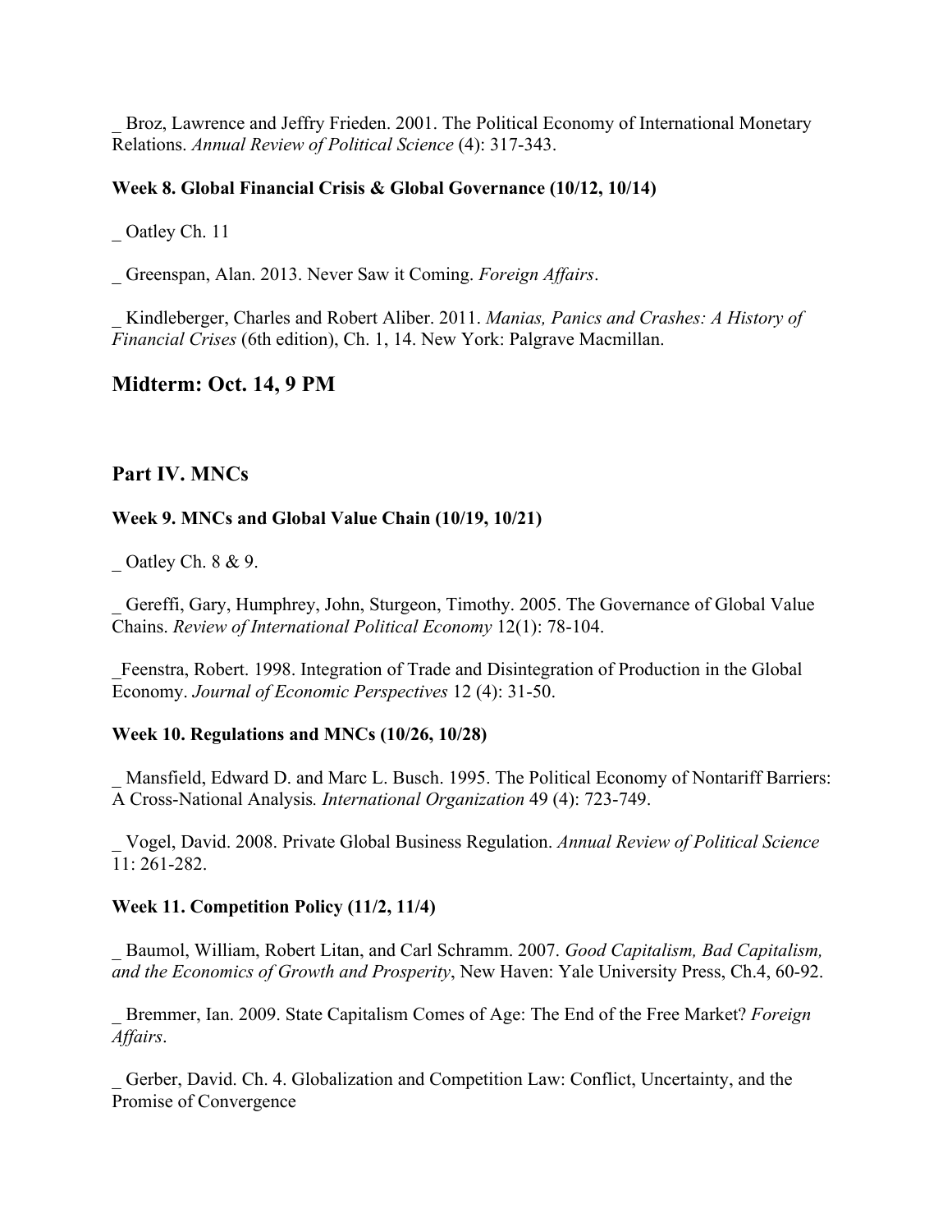_ Broz, Lawrence and Jeffry Frieden. 2001. The Political Economy of International Monetary Relations. *Annual Review of Political Science* (4): 317-343.

**Week 8. Global Financial Crisis & Global Governance (10/12, 10/14)**

_ Oatley Ch. 11

_ Greenspan, Alan. 2013. Never Saw it Coming. *Foreign Affairs*.

_ Kindleberger, Charles and Robert Aliber. 2011. *Manias, Panics and Crashes: A History of Financial Crises* (6th edition), Ch. 1, 14. New York: Palgrave Macmillan.

## Midterm: Oct. 14, 9 PM

## Part IV. MNCs

**Week 9. MNCs and Global Value Chain (10/19, 10/21)**

_ Oatley Ch. 8 & 9.

_ Gereffi, Gary, Humphrey, John, Sturgeon, Timothy. 2005. The Governance of Global Value Chains. *Review of International Political Economy* 12(1): 78-104.

_Feenstra, Robert. 1998. Integration of Trade and Disintegration of Production in the Global Economy. *Journal of Economic Perspectives* 12 (4): 31-50.

**Week 10. Regulations and MNCs (10/26, 10/28)**

_ Mansfield, Edward D. and Marc L. Busch. 1995. The Political Economy of Nontariff Barriers: A Cross-National Analysis*. International Organization* 49 (4): 723-749.

_ Vogel, David. 2008. Private Global Business Regulation. *Annual Review of Political Science* 11: 261-282.

**Week 11. Competition Policy (11/2, 11/4)**

_ Baumol, William, Robert Litan, and Carl Schramm. 2007. *Good Capitalism, Bad Capitalism, and the Economics of Growth and Prosperity*, New Haven: Yale University Press, Ch.4, 60-92.

_ Bremmer, Ian. 2009. State Capitalism Comes of Age: The End of the Free Market? *Foreign Affairs*.

_ Gerber, David. Ch. 4. Globalization and Competition Law: Conflict, Uncertainty, and the Promise of Convergence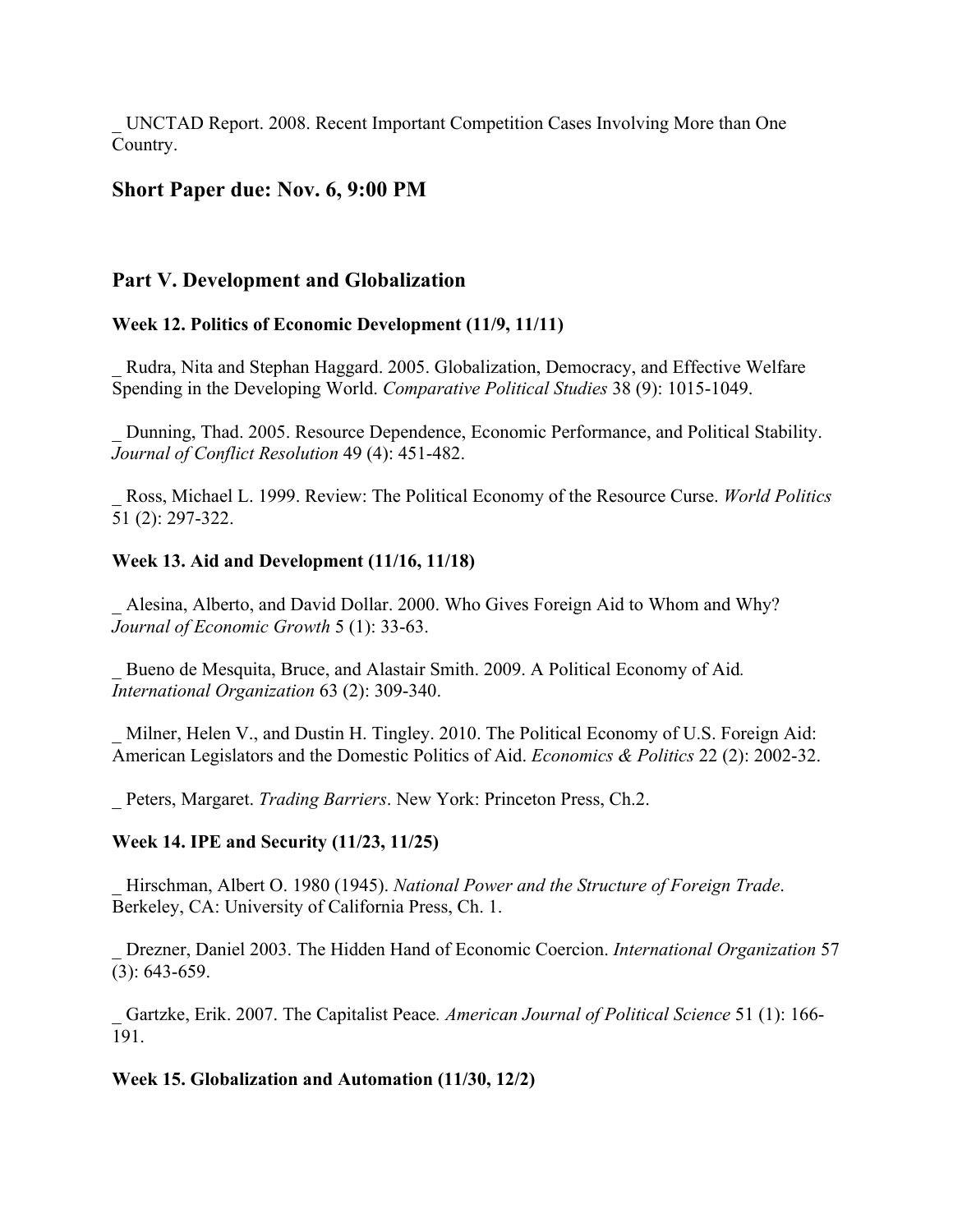_ UNCTAD Report. 2008. Recent Important Competition Cases Involving More than One Country.

## Short Paper due: Nov. 6, 9:00 PM

## Part V. Development and Globalization

### Week 12. Politics of Economic Development (11/9, 11/11)

_ Rudra, Nita and Stephan Haggard. 2005. Globalization, Democracy, and Effective Welfare Spending in the Developing World. *Comparative Political Studies* 38 (9): 1015-1049.

_ Dunning, Thad. 2005. Resource Dependence, Economic Performance, and Political Stability. *Journal of Conflict Resolution* 49 (4): 451-482.

_ Ross, Michael L. 1999. Review: The Political Economy of the Resource Curse. *World Politics* 51 (2): 297-322.

### Week 13. Aid and Development (11/16, 11/18)

_ Alesina, Alberto, and David Dollar. 2000. Who Gives Foreign Aid to Whom and Why? *Journal of Economic Growth* 5 (1): 33-63.

_ Bueno de Mesquita, Bruce, and Alastair Smith. 2009. A Political Economy of Aid. *International Organization* 63 (2): 309-340.

_ Milner, Helen V., and Dustin H. Tingley. 2010. The Political Economy of U.S. Foreign Aid: American Legislators and the Domestic Politics of Aid. *Economics & Politics* 22 (2): 2002-32.

_ Peters, Margaret. *Trading Barriers*. New York: Princeton Press, Ch.2.

### Week 14. IPE and Security (11/23, 11/25)

_ Hirschman, Albert O. 1980 (1945). *National Power and the Structure of Foreign Trade*. Berkeley, CA: University of California Press, Ch. 1.

_ Drezner, Daniel 2003. The Hidden Hand of Economic Coercion. *International Organization* 57 (3): 643-659.

_ Gartzke, Erik. 2007. The Capitalist Peace. *American Journal of Political Science* 51 (1): 166-191.

### Week 15. Globalization and Automation (11/30, 12/2)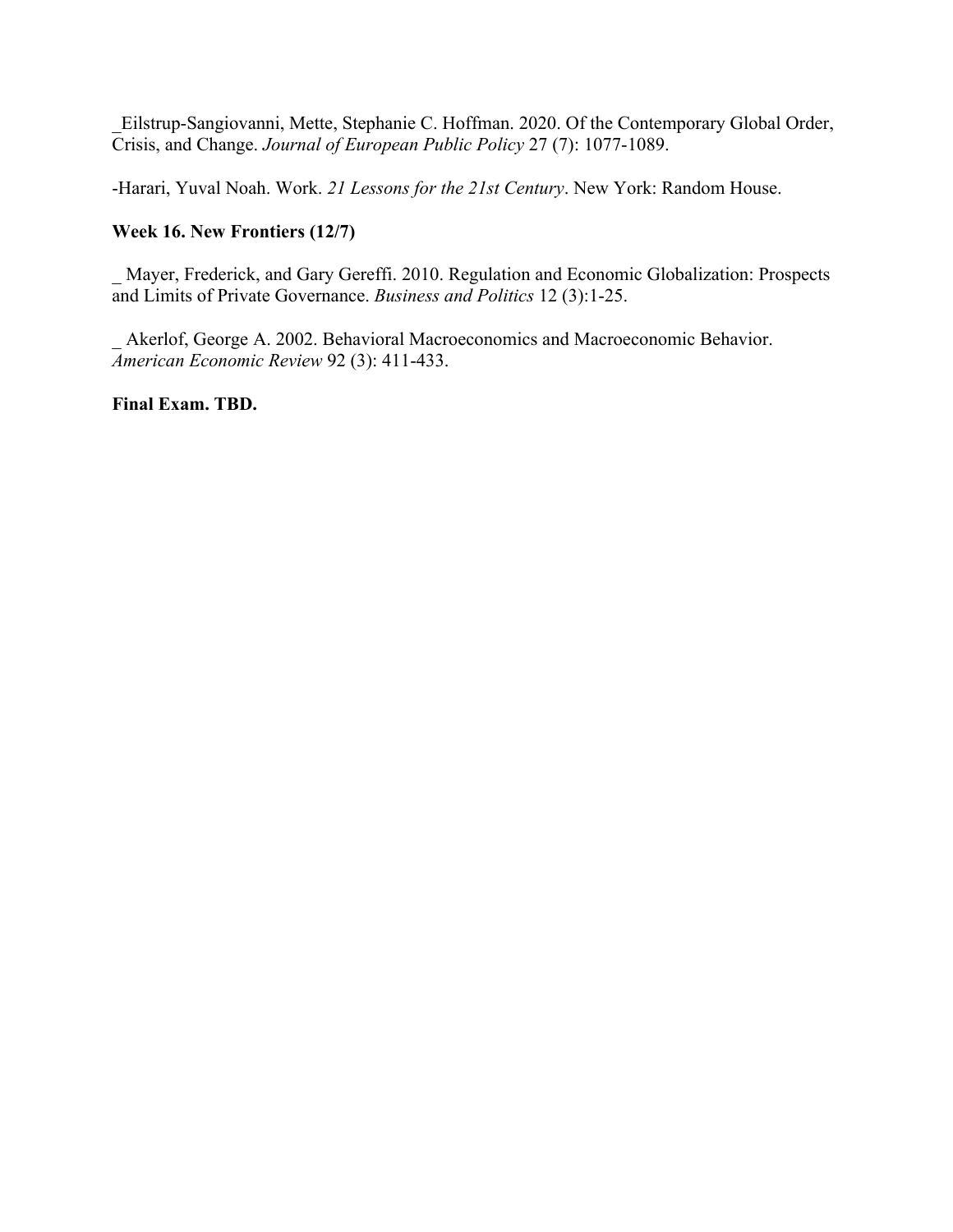_Eilstrup-Sangiovanni, Mette, Stephanie C. Hoffman. 2020. Of the Contemporary Global Order, Crisis, and Change. *Journal of European Public Policy* 27 (7): 1077-1089.

-Harari, Yuval Noah. Work. *21 Lessons for the 21st Century*. New York: Random House.

**Week 16. New Frontiers (12/7)**

_ Mayer, Frederick, and Gary Gereffi. 2010. Regulation and Economic Globalization: Prospects and Limits of Private Governance. *Business and Politics* 12 (3):1-25.

_ Akerlof, George A. 2002. Behavioral Macroeconomics and Macroeconomic Behavior. *American Economic Review* 92 (3): 411-433.

**Final Exam. TBD.**